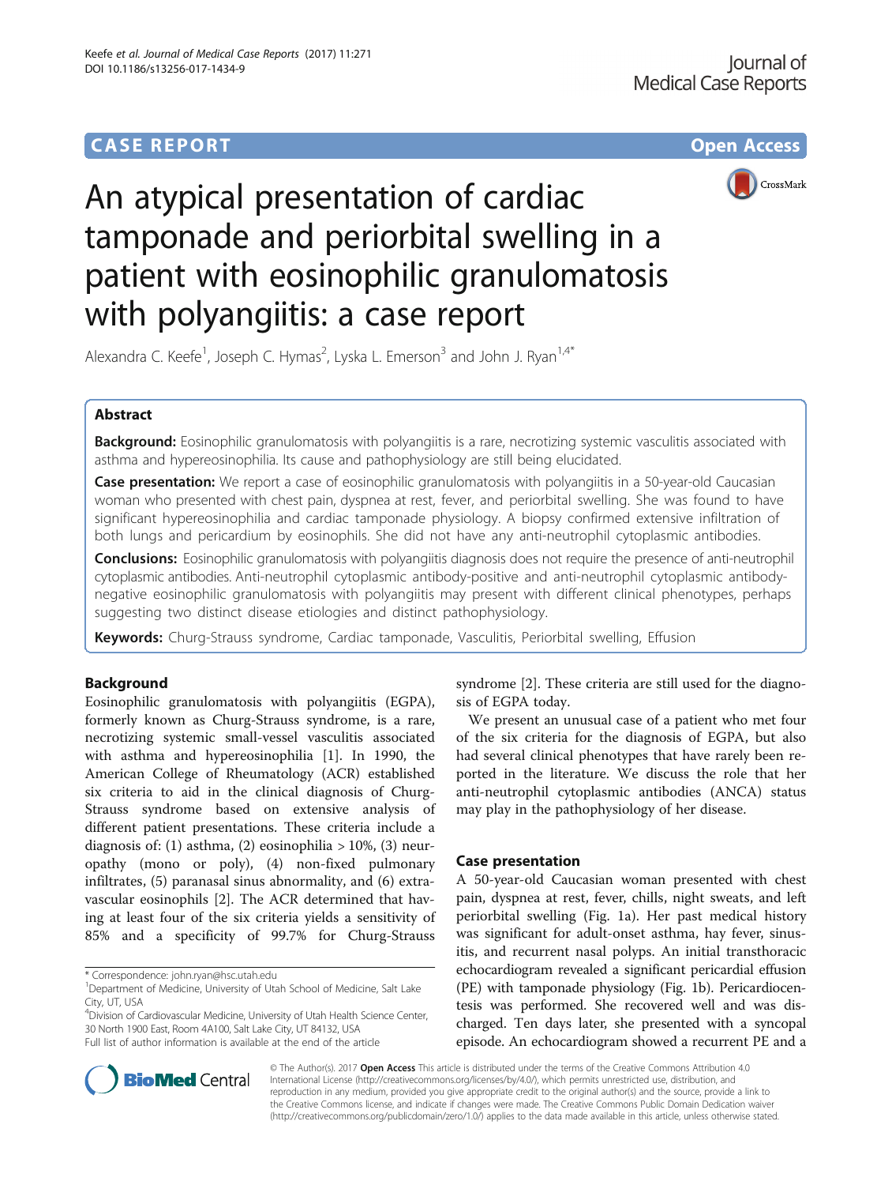CASE REPORT

Open Access

# An atypical presentation of cardiac tamponade and periorbital swelling in a patient with eosinophilic granulomatosis with polyangiitis: a case report

Alexandra C. Keefe[1], Joseph C. Hymas[2], Lyska L. Emerson[3] and John J. Ryan[1,4*]

## Abstract

**Background:** Eosinophilic granulomatosis with polyangiitis is a rare, necrotizing systemic vasculitis associated with asthma and hypereosinophilia. Its cause and pathophysiology are still being elucidated.

**Case presentation:** We report a case of eosinophilic granulomatosis with polyangiitis in a 50-year-old Caucasian woman who presented with chest pain, dyspnea at rest, fever, and periorbital swelling. She was found to have significant hypereosinophilia and cardiac tamponade physiology. A biopsy confirmed extensive infiltration of both lungs and pericardium by eosinophils. She did not have any anti-neutrophil cytoplasmic antibodies.

**Conclusions:** Eosinophilic granulomatosis with polyangiitis diagnosis does not require the presence of anti-neutrophil cytoplasmic antibodies. Anti-neutrophil cytoplasmic antibody-positive and anti-neutrophil cytoplasmic antibody-negative eosinophilic granulomatosis with polyangiitis may present with different clinical phenotypes, perhaps suggesting two distinct disease etiologies and distinct pathophysiology.

**Keywords:** Churg-Strauss syndrome, Cardiac tamponade, Vasculitis, Periorbital swelling, Effusion

## Background

Eosinophilic granulomatosis with polyangiitis (EGPA), formerly known as Churg-Strauss syndrome, is a rare, necrotizing systemic small-vessel vasculitis associated with asthma and hypereosinophilia [1]. In 1990, the American College of Rheumatology (ACR) established six criteria to aid in the clinical diagnosis of Churg-Strauss syndrome based on extensive analysis of different patient presentations. These criteria include a diagnosis of: (1) asthma, (2) eosinophilia > 10%, (3) neuropathy (mono or poly), (4) non-fixed pulmonary infiltrates, (5) paranasal sinus abnormality, and (6) extravascular eosinophils [2]. The ACR determined that having at least four of the six criteria yields a sensitivity of 85% and a specificity of 99.7% for Churg-Strauss syndrome [2]. These criteria are still used for the diagnosis of EGPA today.

We present an unusual case of a patient who met four of the six criteria for the diagnosis of EGPA, but also had several clinical phenotypes that have rarely been reported in the literature. We discuss the role that her anti-neutrophil cytoplasmic antibodies (ANCA) status may play in the pathophysiology of her disease.

## Case presentation

A 50-year-old Caucasian woman presented with chest pain, dyspnea at rest, fever, chills, night sweats, and left periorbital swelling (Fig. 1a). Her past medical history was significant for adult-onset asthma, hay fever, sinusitis, and recurrent nasal polyps. An initial transthoracic echocardiogram revealed a significant pericardial effusion (PE) with tamponade physiology (Fig. 1b). Pericardiocentesis was performed. She recovered well and was discharged. Ten days later, she presented with a syncopal episode. An echocardiogram showed a recurrent PE and a

* Correspondence: john.ryan@hsc.utah.edu
[1]Department of Medicine, University of Utah School of Medicine, Salt Lake City, UT, USA
[4]Division of Cardiovascular Medicine, University of Utah Health Science Center, 30 North 1900 East, Room 4A100, Salt Lake City, UT 84132, USA
Full list of author information is available at the end of the article

© The Author(s). 2017 **Open Access** This article is distributed under the terms of the Creative Commons Attribution 4.0 International License (http://creativecommons.org/licenses/by/4.0/), which permits unrestricted use, distribution, and reproduction in any medium, provided you give appropriate credit to the original author(s) and the source, provide a link to the Creative Commons license, and indicate if changes were made. The Creative Commons Public Domain Dedication waiver (http://creativecommons.org/publicdomain/zero/1.0/) applies to the data made available in this article, unless otherwise stated.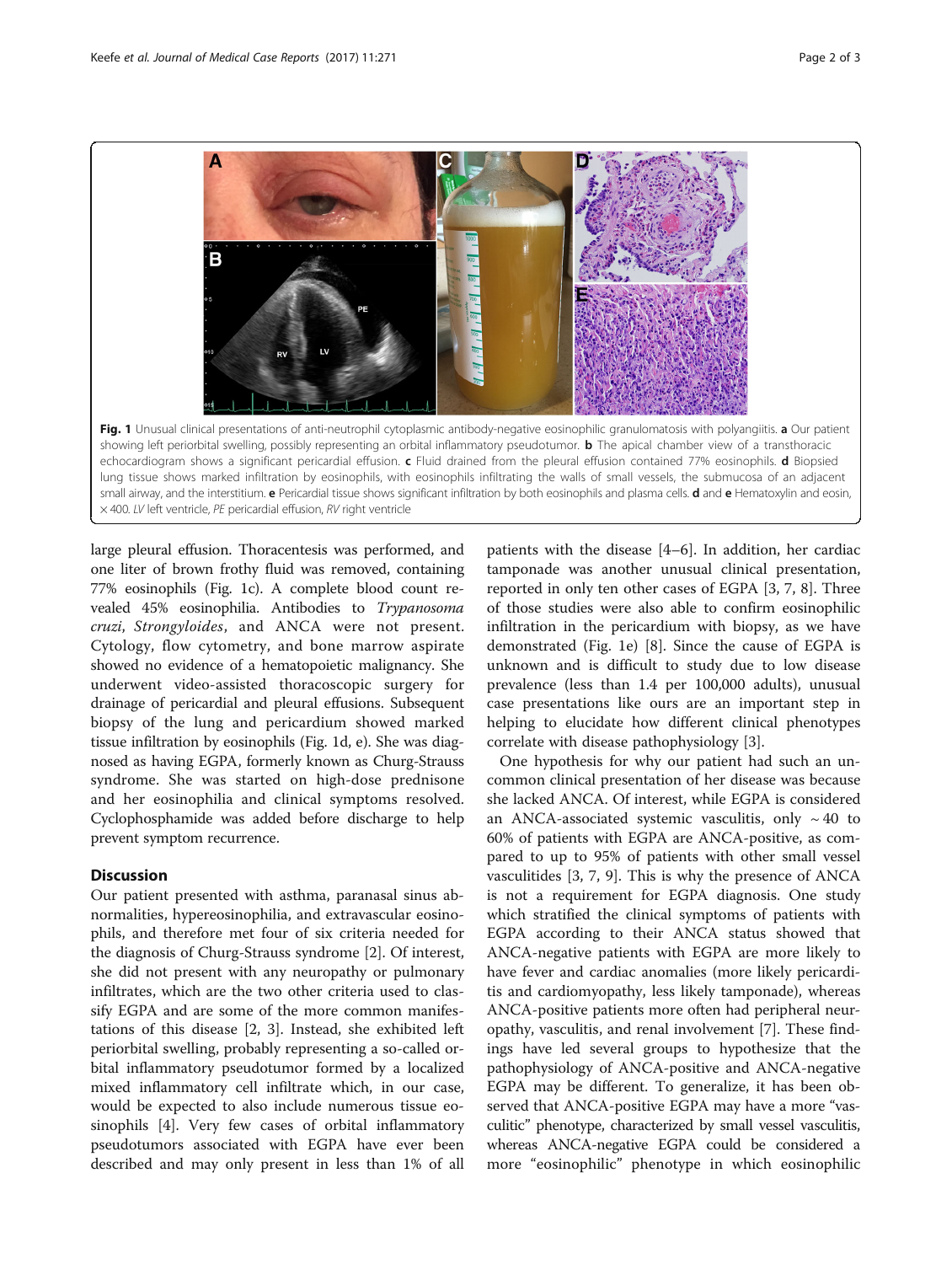Fig. 1 Unusual clinical presentations of anti-neutrophil cytoplasmic antibody-negative eosinophilic granulomatosis with polyangiitis. **a** Our patient showing left periorbital swelling, possibly representing an orbital inflammatory pseudotumor. **b** The apical chamber view of a transthoracic echocardiogram shows a significant pericardial effusion. **c** Fluid drained from the pleural effusion contained 77% eosinophils. **d** Biopsied lung tissue shows marked infiltration by eosinophils, with eosinophils infiltrating the walls of small vessels, the submucosa of an adjacent small airway, and the interstitium. **e** Pericardial tissue shows significant infiltration by both eosinophils and plasma cells. **d** and **e** Hematoxylin and eosin, × 400. *LV* left ventricle, *PE* pericardial effusion, *RV* right ventricle

large pleural effusion. Thoracentesis was performed, and one liter of brown frothy fluid was removed, containing 77% eosinophils (Fig. 1c). A complete blood count revealed 45% eosinophilia. Antibodies to *Trypanosoma cruzi*, *Strongyloides*, and ANCA were not present. Cytology, flow cytometry, and bone marrow aspirate showed no evidence of a hematopoietic malignancy. She underwent video-assisted thoracoscopic surgery for drainage of pericardial and pleural effusions. Subsequent biopsy of the lung and pericardium showed marked tissue infiltration by eosinophils (Fig. 1d, e). She was diagnosed as having EGPA, formerly known as Churg-Strauss syndrome. She was started on high-dose prednisone and her eosinophilia and clinical symptoms resolved. Cyclophosphamide was added before discharge to help prevent symptom recurrence.

## Discussion

Our patient presented with asthma, paranasal sinus abnormalities, hypereosinophilia, and extravascular eosinophils, and therefore met four of six criteria needed for the diagnosis of Churg-Strauss syndrome [2]. Of interest, she did not present with any neuropathy or pulmonary infiltrates, which are the two other criteria used to classify EGPA and are some of the more common manifestations of this disease [2, 3]. Instead, she exhibited left periorbital swelling, probably representing a so-called orbital inflammatory pseudotumor formed by a localized mixed inflammatory cell infiltrate which, in our case, would be expected to also include numerous tissue eosinophils [4]. Very few cases of orbital inflammatory pseudotumors associated with EGPA have ever been described and may only present in less than 1% of all patients with the disease [4–6]. In addition, her cardiac tamponade was another unusual clinical presentation, reported in only ten other cases of EGPA [3, 7, 8]. Three of those studies were also able to confirm eosinophilic infiltration in the pericardium with biopsy, as we have demonstrated (Fig. 1e) [8]. Since the cause of EGPA is unknown and is difficult to study due to low disease prevalence (less than 1.4 per 100,000 adults), unusual case presentations like ours are an important step in helping to elucidate how different clinical phenotypes correlate with disease pathophysiology [3].

One hypothesis for why our patient had such an uncommon clinical presentation of her disease was because she lacked ANCA. Of interest, while EGPA is considered an ANCA-associated systemic vasculitis, only ~ 40 to 60% of patients with EGPA are ANCA-positive, as compared to up to 95% of patients with other small vessel vasculitides [3, 7, 9]. This is why the presence of ANCA is not a requirement for EGPA diagnosis. One study which stratified the clinical symptoms of patients with EGPA according to their ANCA status showed that ANCA-negative patients with EGPA are more likely to have fever and cardiac anomalies (more likely pericarditis and cardiomyopathy, less likely tamponade), whereas ANCA-positive patients more often had peripheral neuropathy, vasculitis, and renal involvement [7]. These findings have led several groups to hypothesize that the pathophysiology of ANCA-positive and ANCA-negative EGPA may be different. To generalize, it has been observed that ANCA-positive EGPA may have a more "vasculitic" phenotype, characterized by small vessel vasculitis, whereas ANCA-negative EGPA could be considered a more "eosinophilic" phenotype in which eosinophilic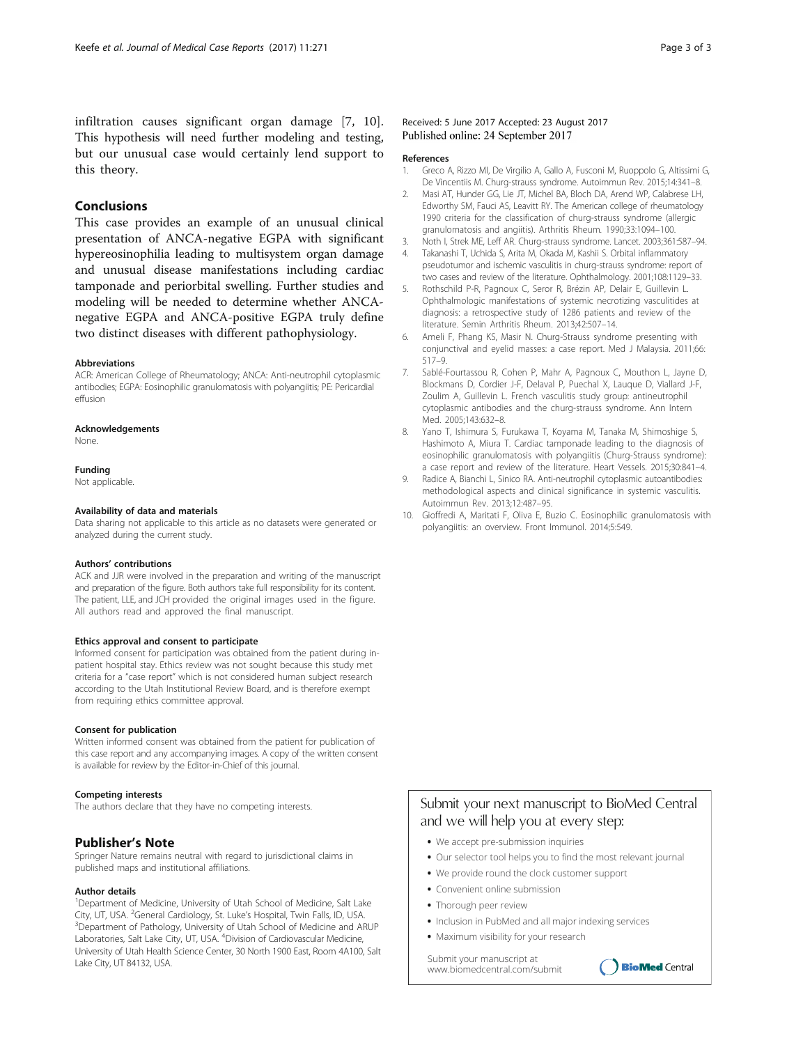infiltration causes significant organ damage [7, 10]. This hypothesis will need further modeling and testing, but our unusual case would certainly lend support to this theory.

## Conclusions

This case provides an example of an unusual clinical presentation of ANCA-negative EGPA with significant hypereosinophilia leading to multisystem organ damage and unusual disease manifestations including cardiac tamponade and periorbital swelling. Further studies and modeling will be needed to determine whether ANCA-negative EGPA and ANCA-positive EGPA truly define two distinct diseases with different pathophysiology.

#### Abbreviations

ACR: American College of Rheumatology; ANCA: Anti-neutrophil cytoplasmic antibodies; EGPA: Eosinophilic granulomatosis with polyangiitis; PE: Pericardial effusion

#### Acknowledgements

None.

#### Funding

Not applicable.

#### Availability of data and materials

Data sharing not applicable to this article as no datasets were generated or analyzed during the current study.

#### Authors' contributions

ACK and JJR were involved in the preparation and writing of the manuscript and preparation of the figure. Both authors take full responsibility for its content. The patient, LLE, and JCH provided the original images used in the figure. All authors read and approved the final manuscript.

#### Ethics approval and consent to participate

Informed consent for participation was obtained from the patient during in-patient hospital stay. Ethics review was not sought because this study met criteria for a "case report" which is not considered human subject research according to the Utah Institutional Review Board, and is therefore exempt from requiring ethics committee approval.

#### Consent for publication

Written informed consent was obtained from the patient for publication of this case report and any accompanying images. A copy of the written consent is available for review by the Editor-in-Chief of this journal.

#### Competing interests

The authors declare that they have no competing interests.

## Publisher's Note

Springer Nature remains neutral with regard to jurisdictional claims in published maps and institutional affiliations.

#### Author details

[1]Department of Medicine, University of Utah School of Medicine, Salt Lake City, UT, USA. [2]General Cardiology, St. Luke's Hospital, Twin Falls, ID, USA. [3]Department of Pathology, University of Utah School of Medicine and ARUP Laboratories, Salt Lake City, UT, USA. [4]Division of Cardiovascular Medicine, University of Utah Health Science Center, 30 North 1900 East, Room 4A100, Salt Lake City, UT 84132, USA.

Received: 5 June 2017 Accepted: 23 August 2017
Published online: 24 September 2017

#### References

1. Greco A, Rizzo MI, De Virgilio A, Gallo A, Fusconi M, Ruoppolo G, Altissimi G, De Vincentiis M. Churg-strauss syndrome. Autoimmun Rev. 2015;14:341–8.
2. Masi AT, Hunder GG, Lie JT, Michel BA, Bloch DA, Arend WP, Calabrese LH, Edworthy SM, Fauci AS, Leavitt RY. The American college of rheumatology 1990 criteria for the classification of churg-strauss syndrome (allergic granulomatosis and angiitis). Arthritis Rheum. 1990;33:1094–100.
3. Noth I, Strek ME, Leff AR. Churg-strauss syndrome. Lancet. 2003;361:587–94.
4. Takanashi T, Uchida S, Arita M, Okada M, Kashii S. Orbital inflammatory pseudotumor and ischemic vasculitis in churg-strauss syndrome: report of two cases and review of the literature. Ophthalmology. 2001;108:1129–33.
5. Rothschild P-R, Pagnoux C, Seror R, Brézin AP, Delair E, Guillevin L. Ophthalmologic manifestations of systemic necrotizing vasculitides at diagnosis: a retrospective study of 1286 patients and review of the literature. Semin Arthritis Rheum. 2013;42:507–14.
6. Ameli F, Phang KS, Masir N. Churg-Strauss syndrome presenting with conjunctival and eyelid masses: a case report. Med J Malaysia. 2011;66:517–9.
7. Sablé-Fourtassou R, Cohen P, Mahr A, Pagnoux C, Mouthon L, Jayne D, Blockmans D, Cordier J-F, Delaval P, Puechal X, Lauque D, Viallard J-F, Zoulim A, Guillevin L. French vasculitis study group: antineutrophil cytoplasmic antibodies and the churg-strauss syndrome. Ann Intern Med. 2005;143:632–8.
8. Yano T, Ishimura S, Furukawa T, Koyama M, Tanaka M, Shimoshige S, Hashimoto A, Miura T. Cardiac tamponade leading to the diagnosis of eosinophilic granulomatosis with polyangiitis (Churg-Strauss syndrome): a case report and review of the literature. Heart Vessels. 2015;30:841–4.
9. Radice A, Bianchi L, Sinico RA. Anti-neutrophil cytoplasmic autoantibodies: methodological aspects and clinical significance in systemic vasculitis. Autoimmun Rev. 2013;12:487–95.
10. Gioffredi A, Maritati F, Oliva E, Buzio C. Eosinophilic granulomatosis with polyangiitis: an overview. Front Immunol. 2014;5:549.

Submit your next manuscript to BioMed Central and we will help you at every step:

- We accept pre-submission inquiries
- Our selector tool helps you to find the most relevant journal
- We provide round the clock customer support
- Convenient online submission
- Thorough peer review
- Inclusion in PubMed and all major indexing services
- Maximum visibility for your research

Submit your manuscript at www.biomedcentral.com/submit

BioMed Central